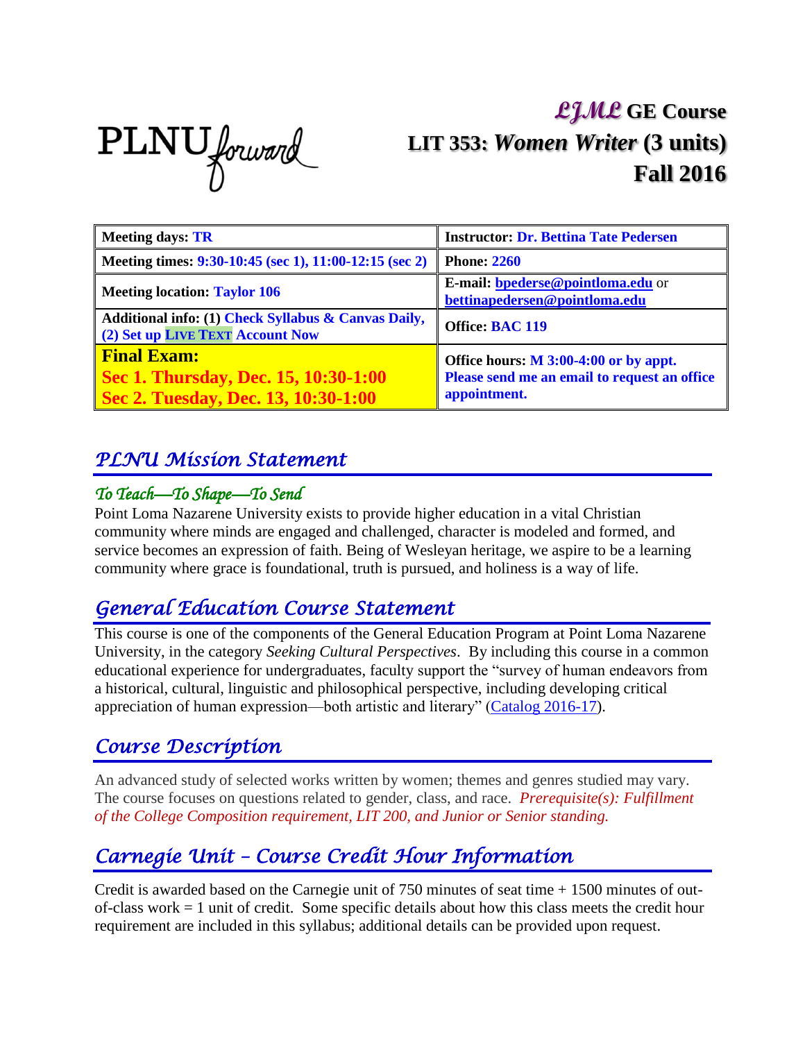PLNU forward

# *LJML* GE Course
# LIT 353: *Women Writer* (3 units)
# Fall 2016

| Meeting days: TR | Instructor: Dr. Bettina Tate Pedersen |
| --- | --- |
| Meeting times: 9:30-10:45 (sec 1), 11:00-12:15 (sec 2) | Phone: 2260 |
| Meeting location: Taylor 106 | E-mail: bpederse@pointloma.edu or bettinapedersen@pointloma.edu |
| Additional info: (1) Check Syllabus & Canvas Daily, (2) Set up LIVE TEXT Account Now | Office: BAC 119 |
| **Final Exam:** Sec 1. Thursday, Dec. 15, 10:30-1:00 Sec 2. Tuesday, Dec. 13, 10:30-1:00 | Office hours: M 3:00-4:00 or by appt. Please send me an email to request an office appointment. |

## *PLNU Mission Statement*

### *To Teach—To Shape—To Send*

Point Loma Nazarene University exists to provide higher education in a vital Christian community where minds are engaged and challenged, character is modeled and formed, and service becomes an expression of faith. Being of Wesleyan heritage, we aspire to be a learning community where grace is foundational, truth is pursued, and holiness is a way of life.

## *General Education Course Statement*

This course is one of the components of the General Education Program at Point Loma Nazarene University, in the category *Seeking Cultural Perspectives*. By including this course in a common educational experience for undergraduates, faculty support the "survey of human endeavors from a historical, cultural, linguistic and philosophical perspective, including developing critical appreciation of human expression—both artistic and literary" (Catalog 2016-17).

## *Course Description*

An advanced study of selected works written by women; themes and genres studied may vary. The course focuses on questions related to gender, class, and race. *Prerequisite(s): Fulfillment of the College Composition requirement, LIT 200, and Junior or Senior standing.*

## *Carnegie Unit – Course Credit Hour Information*

Credit is awarded based on the Carnegie unit of 750 minutes of seat time + 1500 minutes of out-of-class work = 1 unit of credit. Some specific details about how this class meets the credit hour requirement are included in this syllabus; additional details can be provided upon request.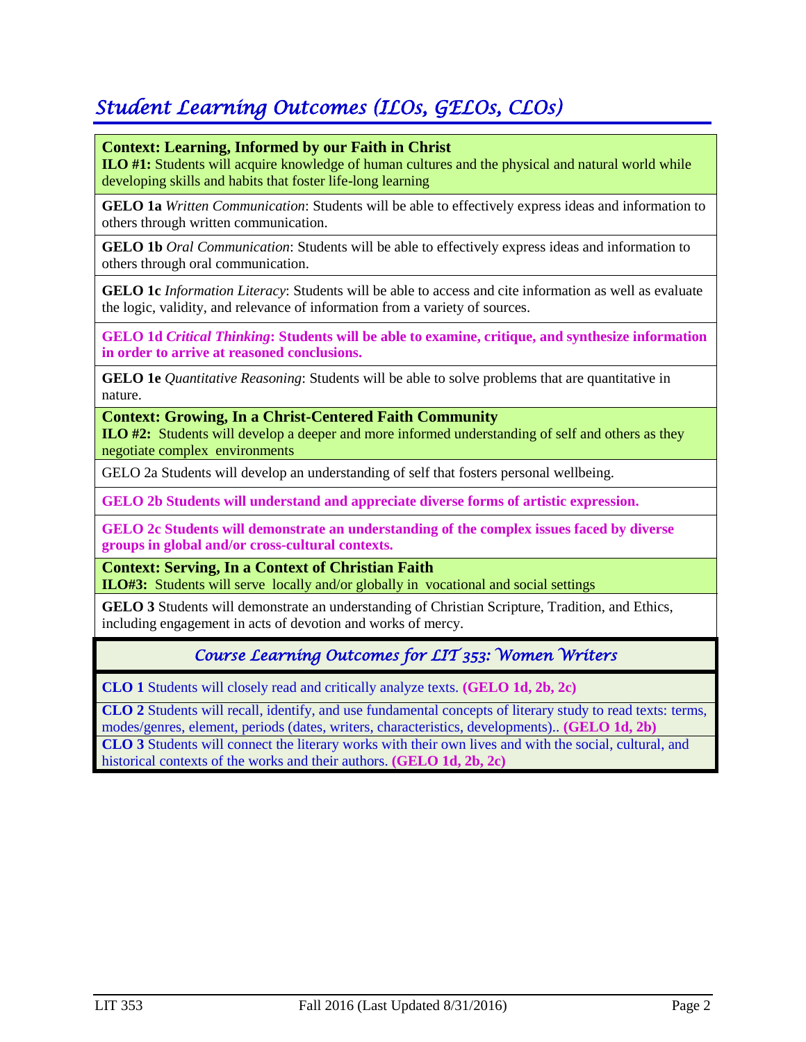## *Student Learning Outcomes (ILOs, GELOs, CLOs)*

**Context: Learning, Informed by our Faith in Christ**
**ILO #1:** Students will acquire knowledge of human cultures and the physical and natural world while developing skills and habits that foster life-long learning

**GELO 1a** *Written Communication*: Students will be able to effectively express ideas and information to others through written communication.

**GELO 1b** *Oral Communication*: Students will be able to effectively express ideas and information to others through oral communication.

**GELO 1c** *Information Literacy*: Students will be able to access and cite information as well as evaluate the logic, validity, and relevance of information from a variety of sources.

**GELO 1d *Critical Thinking*: Students will be able to examine, critique, and synthesize information in order to arrive at reasoned conclusions.**

**GELO 1e** *Quantitative Reasoning*: Students will be able to solve problems that are quantitative in nature.

**Context: Growing, In a Christ-Centered Faith Community**
**ILO #2:** Students will develop a deeper and more informed understanding of self and others as they negotiate complex environments

GELO 2a Students will develop an understanding of self that fosters personal wellbeing.

**GELO 2b Students will understand and appreciate diverse forms of artistic expression.**

**GELO 2c Students will demonstrate an understanding of the complex issues faced by diverse groups in global and/or cross-cultural contexts.**

**Context: Serving, In a Context of Christian Faith**
**ILO#3:** Students will serve locally and/or globally in vocational and social settings

**GELO 3** Students will demonstrate an understanding of Christian Scripture, Tradition, and Ethics, including engagement in acts of devotion and works of mercy.

### *Course Learning Outcomes for LIT 353: Women Writers*

**CLO 1** Students will closely read and critically analyze texts. **(GELO 1d, 2b, 2c)**

**CLO 2** Students will recall, identify, and use fundamental concepts of literary study to read texts: terms, modes/genres, element, periods (dates, writers, characteristics, developments).. **(GELO 1d, 2b)**

**CLO 3** Students will connect the literary works with their own lives and with the social, cultural, and historical contexts of the works and their authors. **(GELO 1d, 2b, 2c)**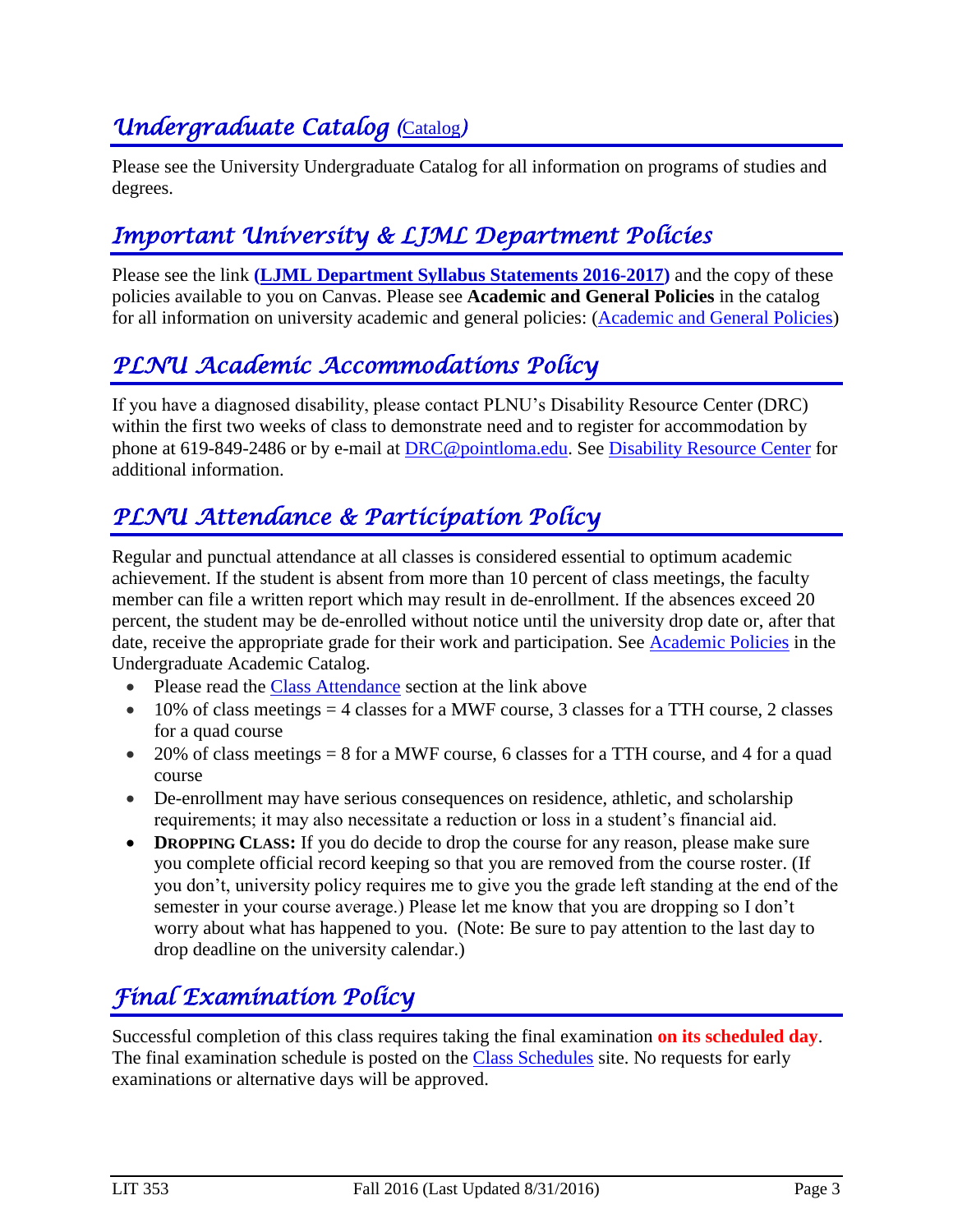## *Undergraduate Catalog* (Catalog)

Please see the University Undergraduate Catalog for all information on programs of studies and degrees.

## *Important University & LJML Department Policies*

Please see the link **(LJML Department Syllabus Statements 2016-2017)** and the copy of these policies available to you on Canvas. Please see **Academic and General Policies** in the catalog for all information on university academic and general policies: (Academic and General Policies)

## *PLNU Academic Accommodations Policy*

If you have a diagnosed disability, please contact PLNU's Disability Resource Center (DRC) within the first two weeks of class to demonstrate need and to register for accommodation by phone at 619-849-2486 or by e-mail at DRC@pointloma.edu. See Disability Resource Center for additional information.

## *PLNU Attendance & Participation Policy*

Regular and punctual attendance at all classes is considered essential to optimum academic achievement. If the student is absent from more than 10 percent of class meetings, the faculty member can file a written report which may result in de-enrollment. If the absences exceed 20 percent, the student may be de-enrolled without notice until the university drop date or, after that date, receive the appropriate grade for their work and participation. See Academic Policies in the Undergraduate Academic Catalog.

- Please read the Class Attendance section at the link above
- 10% of class meetings = 4 classes for a MWF course, 3 classes for a TTH course, 2 classes for a quad course
- 20% of class meetings = 8 for a MWF course, 6 classes for a TTH course, and 4 for a quad course
- De-enrollment may have serious consequences on residence, athletic, and scholarship requirements; it may also necessitate a reduction or loss in a student's financial aid.
- **DROPPING CLASS:** If you do decide to drop the course for any reason, please make sure you complete official record keeping so that you are removed from the course roster. (If you don't, university policy requires me to give you the grade left standing at the end of the semester in your course average.) Please let me know that you are dropping so I don't worry about what has happened to you. (Note: Be sure to pay attention to the last day to drop deadline on the university calendar.)

## *Final Examination Policy*

Successful completion of this class requires taking the final examination **on its scheduled day**. The final examination schedule is posted on the Class Schedules site. No requests for early examinations or alternative days will be approved.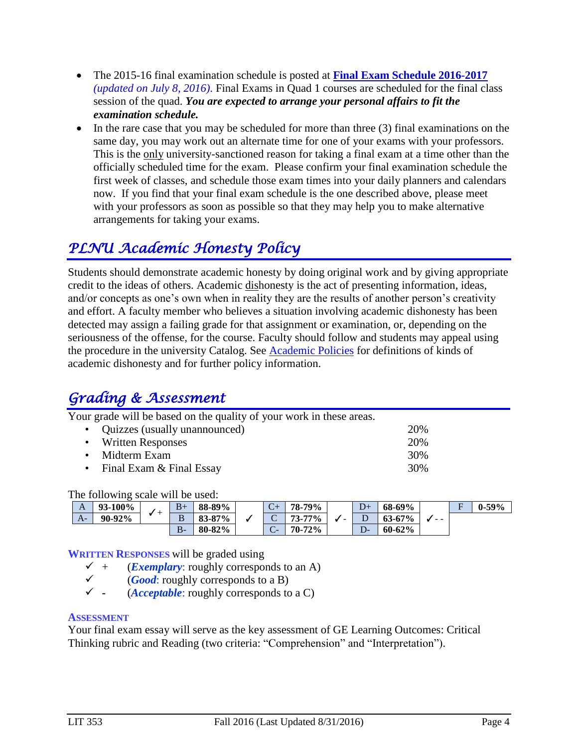- The 2015-16 final examination schedule is posted at **[Final Exam Schedule 2016-2017](#)** *(updated on July 8, 2016).* Final Exams in Quad 1 courses are scheduled for the final class session of the quad. ***You are expected to arrange your personal affairs to fit the examination schedule.***
- In the rare case that you may be scheduled for more than three (3) final examinations on the same day, you may work out an alternate time for one of your exams with your professors. This is the only university-sanctioned reason for taking a final exam at a time other than the officially scheduled time for the exam. Please confirm your final examination schedule the first week of classes, and schedule those exam times into your daily planners and calendars now. If you find that your final exam schedule is the one described above, please meet with your professors as soon as possible so that they may help you to make alternative arrangements for taking your exams.

## *PLNU Academic Honesty Policy*

Students should demonstrate academic honesty by doing original work and by giving appropriate credit to the ideas of others. Academic dishonesty is the act of presenting information, ideas, and/or concepts as one's own when in reality they are the results of another person's creativity and effort. A faculty member who believes a situation involving academic dishonesty has been detected may assign a failing grade for that assignment or examination, or, depending on the seriousness of the offense, for the course. Faculty should follow and students may appeal using the procedure in the university Catalog. See [Academic Policies](#) for definitions of kinds of academic dishonesty and for further policy information.

## *Grading & Assessment*

Your grade will be based on the quality of your work in these areas.

- Quizzes (usually unannounced) 20%
- Written Responses 20%
- Midterm Exam 30%
- Final Exam & Final Essay 30%

The following scale will be used:

| | | | | | | | | | | | | | | |
|---|---|---|---|---|---|---|---|---|---|---|---|---|---|---|
| A | **93-100%** | ✓+ | B+ | **88-89%** | | C+ | **78-79%** | | D+ | **68-69%** | | F | **0-59%** |
| A- | **90-92%** | | B | **83-87%** | ✓ | C | **73-77%** | ✓- | D | **63-67%** | ✓- - | | |
| | | | B- | **80-82%** | | C- | **70-72%** | | D- | **60-62%** | | | |

**WRITTEN RESPONSES** will be graded using

- ✓ + (***Exemplary***: roughly corresponds to an A)
- ✓ (***Good***: roughly corresponds to a B)
- ✓ - (***Acceptable***: roughly corresponds to a C)

**ASSESSMENT**

Your final exam essay will serve as the key assessment of GE Learning Outcomes: Critical Thinking rubric and Reading (two criteria: "Comprehension" and "Interpretation").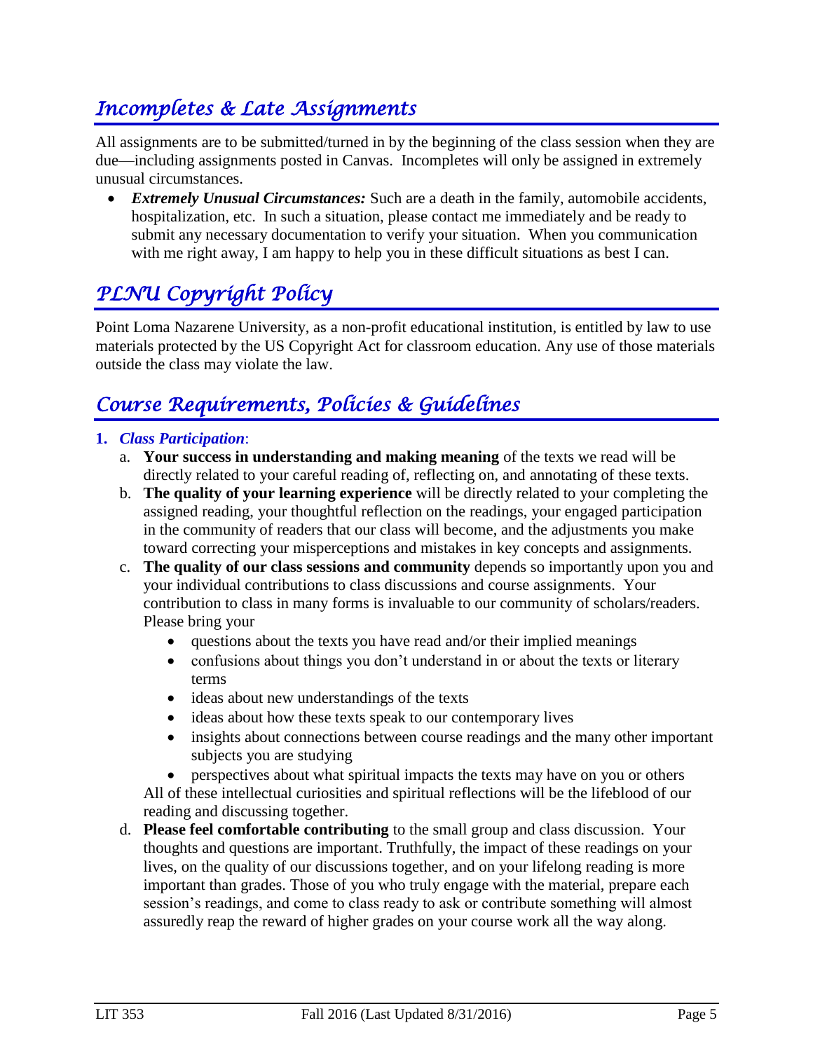## *Incompletes & Late Assignments*

All assignments are to be submitted/turned in by the beginning of the class session when they are due—including assignments posted in Canvas. Incompletes will only be assigned in extremely unusual circumstances.

- ***Extremely Unusual Circumstances:*** Such are a death in the family, automobile accidents, hospitalization, etc. In such a situation, please contact me immediately and be ready to submit any necessary documentation to verify your situation. When you communication with me right away, I am happy to help you in these difficult situations as best I can.

## *PLNU Copyright Policy*

Point Loma Nazarene University, as a non-profit educational institution, is entitled by law to use materials protected by the US Copyright Act for classroom education. Any use of those materials outside the class may violate the law.

## *Course Requirements, Policies & Guidelines*

1. ***Class Participation***:
   a. **Your success in understanding and making meaning** of the texts we read will be directly related to your careful reading of, reflecting on, and annotating of these texts.
   b. **The quality of your learning experience** will be directly related to your completing the assigned reading, your thoughtful reflection on the readings, your engaged participation in the community of readers that our class will become, and the adjustments you make toward correcting your misperceptions and mistakes in key concepts and assignments.
   c. **The quality of our class sessions and community** depends so importantly upon you and your individual contributions to class discussions and course assignments. Your contribution to class in many forms is invaluable to our community of scholars/readers. Please bring your
      - questions about the texts you have read and/or their implied meanings
      - confusions about things you don't understand in or about the texts or literary terms
      - ideas about new understandings of the texts
      - ideas about how these texts speak to our contemporary lives
      - insights about connections between course readings and the many other important subjects you are studying
      - perspectives about what spiritual impacts the texts may have on you or others

      All of these intellectual curiosities and spiritual reflections will be the lifeblood of our reading and discussing together.
   d. **Please feel comfortable contributing** to the small group and class discussion. Your thoughts and questions are important. Truthfully, the impact of these readings on your lives, on the quality of our discussions together, and on your lifelong reading is more important than grades. Those of you who truly engage with the material, prepare each session's readings, and come to class ready to ask or contribute something will almost assuredly reap the reward of higher grades on your course work all the way along.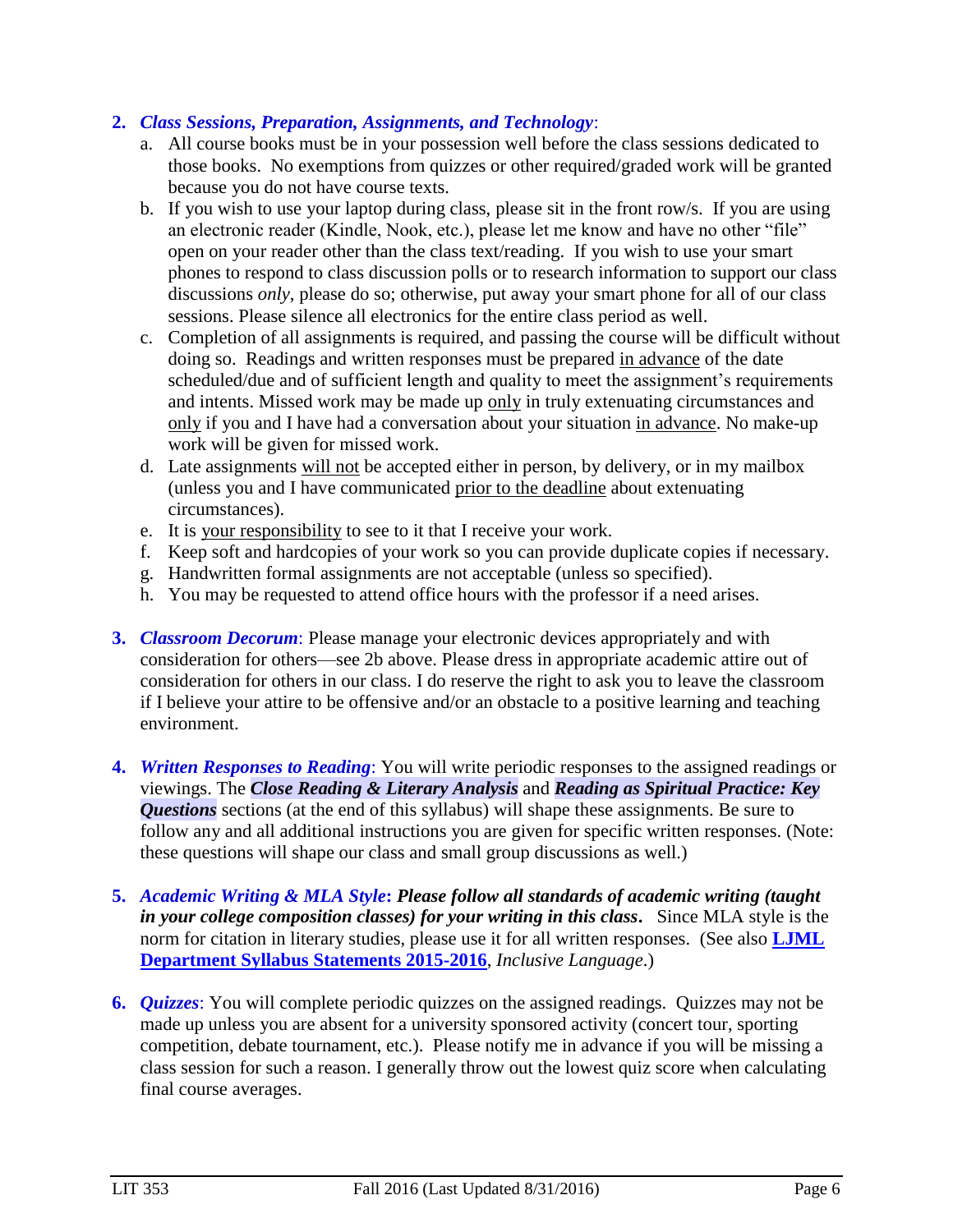2. ***Class Sessions, Preparation, Assignments, and Technology***:
    a. All course books must be in your possession well before the class sessions dedicated to those books. No exemptions from quizzes or other required/graded work will be granted because you do not have course texts.
    b. If you wish to use your laptop during class, please sit in the front row/s. If you are using an electronic reader (Kindle, Nook, etc.), please let me know and have no other "file" open on your reader other than the class text/reading. If you wish to use your smart phones to respond to class discussion polls or to research information to support our class discussions *only*, please do so; otherwise, put away your smart phone for all of our class sessions. Please silence all electronics for the entire class period as well.
    c. Completion of all assignments is required, and passing the course will be difficult without doing so. Readings and written responses must be prepared in advance of the date scheduled/due and of sufficient length and quality to meet the assignment's requirements and intents. Missed work may be made up only in truly extenuating circumstances and only if you and I have had a conversation about your situation in advance. No make-up work will be given for missed work.
    d. Late assignments will not be accepted either in person, by delivery, or in my mailbox (unless you and I have communicated prior to the deadline about extenuating circumstances).
    e. It is your responsibility to see to it that I receive your work.
    f. Keep soft and hardcopies of your work so you can provide duplicate copies if necessary.
    g. Handwritten formal assignments are not acceptable (unless so specified).
    h. You may be requested to attend office hours with the professor if a need arises.

3. ***Classroom Decorum***: Please manage your electronic devices appropriately and with consideration for others—see 2b above. Please dress in appropriate academic attire out of consideration for others in our class. I do reserve the right to ask you to leave the classroom if I believe your attire to be offensive and/or an obstacle to a positive learning and teaching environment.

4. ***Written Responses to Reading***: You will write periodic responses to the assigned readings or viewings. The ***Close Reading & Literary Analysis*** and ***Reading as Spiritual Practice: Key Questions*** sections (at the end of this syllabus) will shape these assignments. Be sure to follow any and all additional instructions you are given for specific written responses. (Note: these questions will shape our class and small group discussions as well.)

5. ***Academic Writing & MLA Style***: ***Please follow all standards of academic writing (taught in your college composition classes) for your writing in this class***. Since MLA style is the norm for citation in literary studies, please use it for all written responses. (See also **LJML Department Syllabus Statements 2015-2016**, *Inclusive Language*.)

6. ***Quizzes***: You will complete periodic quizzes on the assigned readings. Quizzes may not be made up unless you are absent for a university sponsored activity (concert tour, sporting competition, debate tournament, etc.). Please notify me in advance if you will be missing a class session for such a reason. I generally throw out the lowest quiz score when calculating final course averages.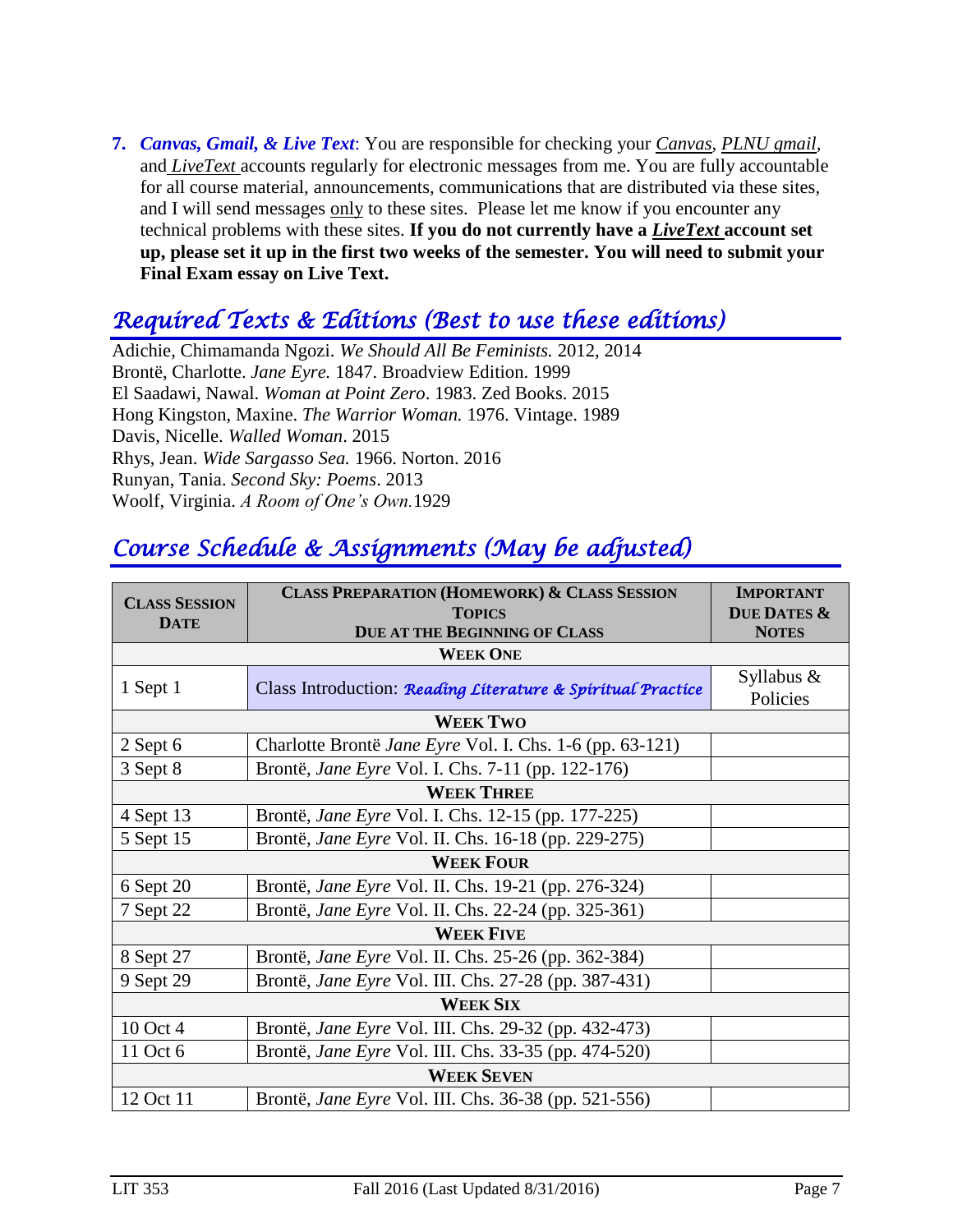7. ***Canvas, Gmail, & Live Text***: You are responsible for checking your *Canvas, PLNU gmail*, and *LiveText* accounts regularly for electronic messages from me. You are fully accountable for all course material, announcements, communications that are distributed via these sites, and I will send messages only to these sites. Please let me know if you encounter any technical problems with these sites. **If you do not currently have a *LiveText* account set up, please set it up in the first two weeks of the semester. You will need to submit your Final Exam essay on Live Text.**

## *Required Texts & Editions (Best to use these editions)*

Adichie, Chimamanda Ngozi. *We Should All Be Feminists.* 2012, 2014
Brontë, Charlotte. *Jane Eyre.* 1847. Broadview Edition. 1999
El Saadawi, Nawal. *Woman at Point Zero*. 1983. Zed Books. 2015
Hong Kingston, Maxine. *The Warrior Woman.* 1976. Vintage. 1989
Davis, Nicelle. *Walled Woman*. 2015
Rhys, Jean. *Wide Sargasso Sea.* 1966. Norton. 2016
Runyan, Tania. *Second Sky: Poems*. 2013
Woolf, Virginia. *A Room of One's Own.* 1929

## *Course Schedule & Assignments (May be adjusted)*

| CLASS SESSION DATE | CLASS PREPARATION (HOMEWORK) & CLASS SESSION TOPICS DUE AT THE BEGINNING OF CLASS | IMPORTANT DUE DATES & NOTES |
|---|---|---|
| | **WEEK ONE** | |
| 1 Sept 1 | Class Introduction: *Reading Literature & Spiritual Practice* | Syllabus & Policies |
| | **WEEK TWO** | |
| 2 Sept 6 | Charlotte Brontë *Jane Eyre* Vol. I. Chs. 1-6 (pp. 63-121) | |
| 3 Sept 8 | Brontë, *Jane Eyre* Vol. I. Chs. 7-11 (pp. 122-176) | |
| | **WEEK THREE** | |
| 4 Sept 13 | Brontë, *Jane Eyre* Vol. I. Chs. 12-15 (pp. 177-225) | |
| 5 Sept 15 | Brontë, *Jane Eyre* Vol. II. Chs. 16-18 (pp. 229-275) | |
| | **WEEK FOUR** | |
| 6 Sept 20 | Brontë, *Jane Eyre* Vol. II. Chs. 19-21 (pp. 276-324) | |
| 7 Sept 22 | Brontë, *Jane Eyre* Vol. II. Chs. 22-24 (pp. 325-361) | |
| | **WEEK FIVE** | |
| 8 Sept 27 | Brontë, *Jane Eyre* Vol. II. Chs. 25-26 (pp. 362-384) | |
| 9 Sept 29 | Brontë, *Jane Eyre* Vol. III. Chs. 27-28 (pp. 387-431) | |
| | **WEEK SIX** | |
| 10 Oct 4 | Brontë, *Jane Eyre* Vol. III. Chs. 29-32 (pp. 432-473) | |
| 11 Oct 6 | Brontë, *Jane Eyre* Vol. III. Chs. 33-35 (pp. 474-520) | |
| | **WEEK SEVEN** | |
| 12 Oct 11 | Brontë, *Jane Eyre* Vol. III. Chs. 36-38 (pp. 521-556) | |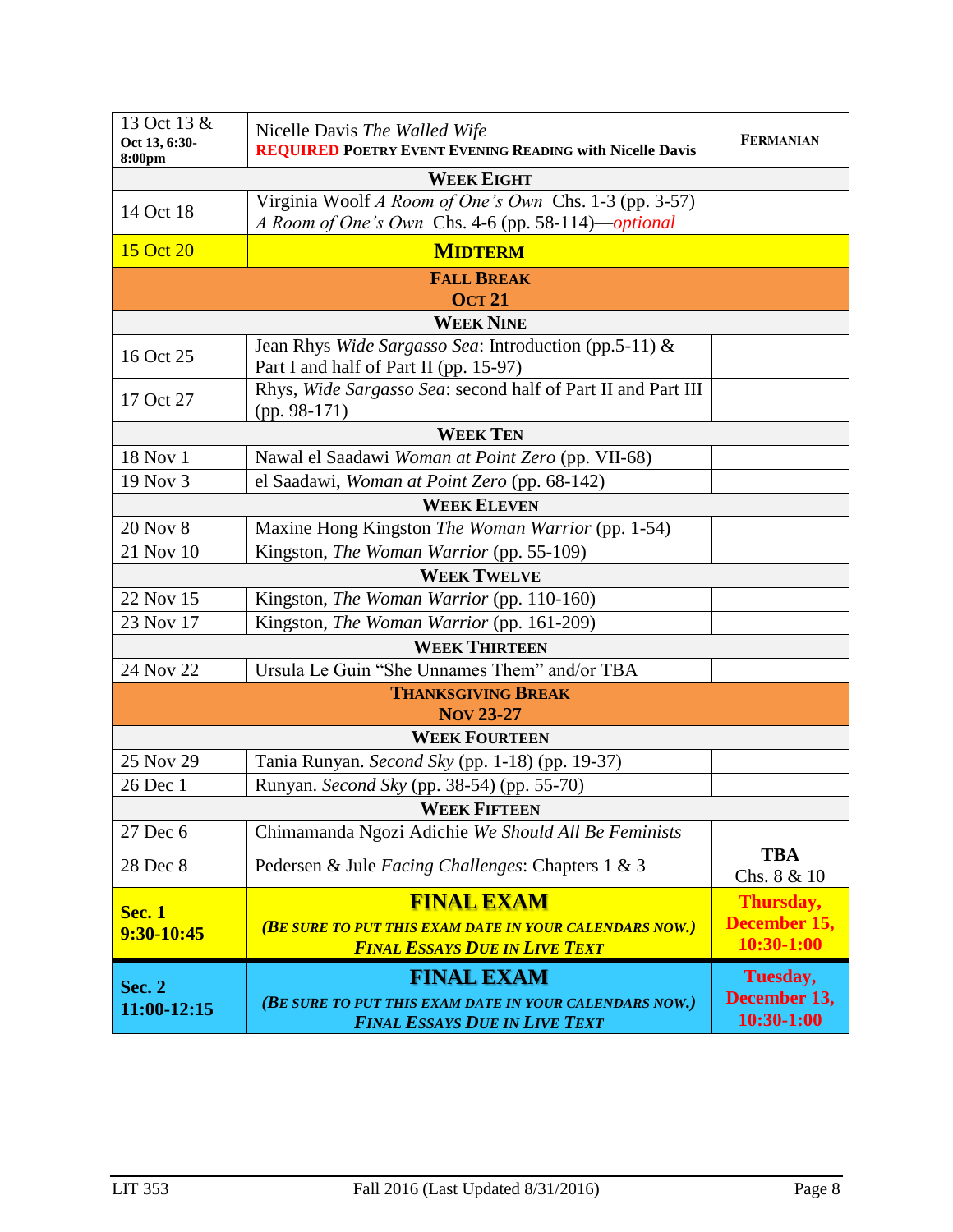| 13 Oct 13 & Oct 13, 6:30-8:00pm | Nicelle Davis *The Walled Wife*<br>**REQUIRED POETRY EVENT EVENING READING with Nicelle Davis** | **FERMANIAN** |
|---|---|---|
| | **WEEK EIGHT** | |
| 14 Oct 18 | Virginia Woolf *A Room of One's Own* Chs. 1-3 (pp. 3-57)<br>*A Room of One's Own* Chs. 4-6 (pp. 58-114)—*optional* | |
| 15 Oct 20 | **MIDTERM** | |
| | **FALL BREAK**<br>**OCT 21** | |
| | **WEEK NINE** | |
| 16 Oct 25 | Jean Rhys *Wide Sargasso Sea*: Introduction (pp.5-11) & Part I and half of Part II (pp. 15-97) | |
| 17 Oct 27 | Rhys, *Wide Sargasso Sea*: second half of Part II and Part III (pp. 98-171) | |
| | **WEEK TEN** | |
| 18 Nov 1 | Nawal el Saadawi *Woman at Point Zero* (pp. VII-68) | |
| 19 Nov 3 | el Saadawi, *Woman at Point Zero* (pp. 68-142) | |
| | **WEEK ELEVEN** | |
| 20 Nov 8 | Maxine Hong Kingston *The Woman Warrior* (pp. 1-54) | |
| 21 Nov 10 | Kingston, *The Woman Warrior* (pp. 55-109) | |
| | **WEEK TWELVE** | |
| 22 Nov 15 | Kingston, *The Woman Warrior* (pp. 110-160) | |
| 23 Nov 17 | Kingston, *The Woman Warrior* (pp. 161-209) | |
| | **WEEK THIRTEEN** | |
| 24 Nov 22 | Ursula Le Guin "She Unnames Them" and/or TBA | |
| | **THANKSGIVING BREAK**<br>**NOV 23-27** | |
| | **WEEK FOURTEEN** | |
| 25 Nov 29 | Tania Runyan. *Second Sky* (pp. 1-18) (pp. 19-37) | |
| 26 Dec 1 | Runyan. *Second Sky* (pp. 38-54) (pp. 55-70) | |
| | **WEEK FIFTEEN** | |
| 27 Dec 6 | Chimamanda Ngozi Adichie *We Should All Be Feminists* | |
| 28 Dec 8 | Pedersen & Jule *Facing Challenges*: Chapters 1 & 3 | **TBA**<br>Chs. 8 & 10 |
| **Sec. 1**<br>**9:30-10:45** | **FINAL EXAM**<br>***(BE SURE TO PUT THIS EXAM DATE IN YOUR CALENDARS NOW.)***<br>***FINAL ESSAYS DUE IN LIVE TEXT*** | **Thursday, December 15, 10:30-1:00** |
| **Sec. 2**<br>**11:00-12:15** | **FINAL EXAM**<br>***(BE SURE TO PUT THIS EXAM DATE IN YOUR CALENDARS NOW.)***<br>***FINAL ESSAYS DUE IN LIVE TEXT*** | **Tuesday, December 13, 10:30-1:00** |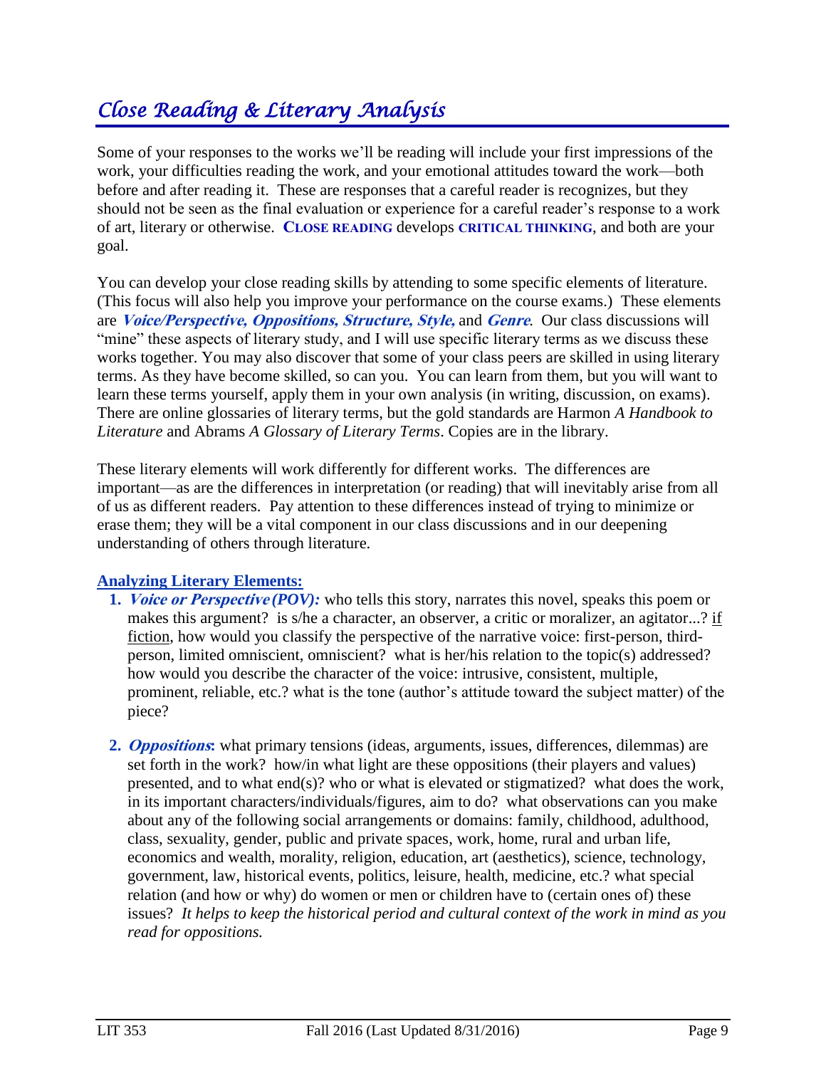# *Close Reading & Literary Analysis*

Some of your responses to the works we'll be reading will include your first impressions of the work, your difficulties reading the work, and your emotional attitudes toward the work—both before and after reading it. These are responses that a careful reader is recognizes, but they should not be seen as the final evaluation or experience for a careful reader's response to a work of art, literary or otherwise. **CLOSE READING** develops **CRITICAL THINKING**, and both are your goal.

You can develop your close reading skills by attending to some specific elements of literature. (This focus will also help you improve your performance on the course exams.) These elements are ***Voice/Perspective, Oppositions, Structure, Style,*** and ***Genre***. Our class discussions will "mine" these aspects of literary study, and I will use specific literary terms as we discuss these works together. You may also discover that some of your class peers are skilled in using literary terms. As they have become skilled, so can you. You can learn from them, but you will want to learn these terms yourself, apply them in your own analysis (in writing, discussion, on exams). There are online glossaries of literary terms, but the gold standards are Harmon *A Handbook to Literature* and Abrams *A Glossary of Literary Terms*. Copies are in the library.

These literary elements will work differently for different works. The differences are important—as are the differences in interpretation (or reading) that will inevitably arise from all of us as different readers. Pay attention to these differences instead of trying to minimize or erase them; they will be a vital component in our class discussions and in our deepening understanding of others through literature.

## Analyzing Literary Elements:

1. ***Voice or Perspective (POV):*** who tells this story, narrates this novel, speaks this poem or makes this argument? is s/he a character, an observer, a critic or moralizer, an agitator...? if fiction, how would you classify the perspective of the narrative voice: first-person, third-person, limited omniscient, omniscient? what is her/his relation to the topic(s) addressed? how would you describe the character of the voice: intrusive, consistent, multiple, prominent, reliable, etc.? what is the tone (author's attitude toward the subject matter) of the piece?

2. ***Oppositions:*** what primary tensions (ideas, arguments, issues, differences, dilemmas) are set forth in the work? how/in what light are these oppositions (their players and values) presented, and to what end(s)? who or what is elevated or stigmatized? what does the work, in its important characters/individuals/figures, aim to do? what observations can you make about any of the following social arrangements or domains: family, childhood, adulthood, class, sexuality, gender, public and private spaces, work, home, rural and urban life, economics and wealth, morality, religion, education, art (aesthetics), science, technology, government, law, historical events, politics, leisure, health, medicine, etc.? what special relation (and how or why) do women or men or children have to (certain ones of) these issues? *It helps to keep the historical period and cultural context of the work in mind as you read for oppositions.*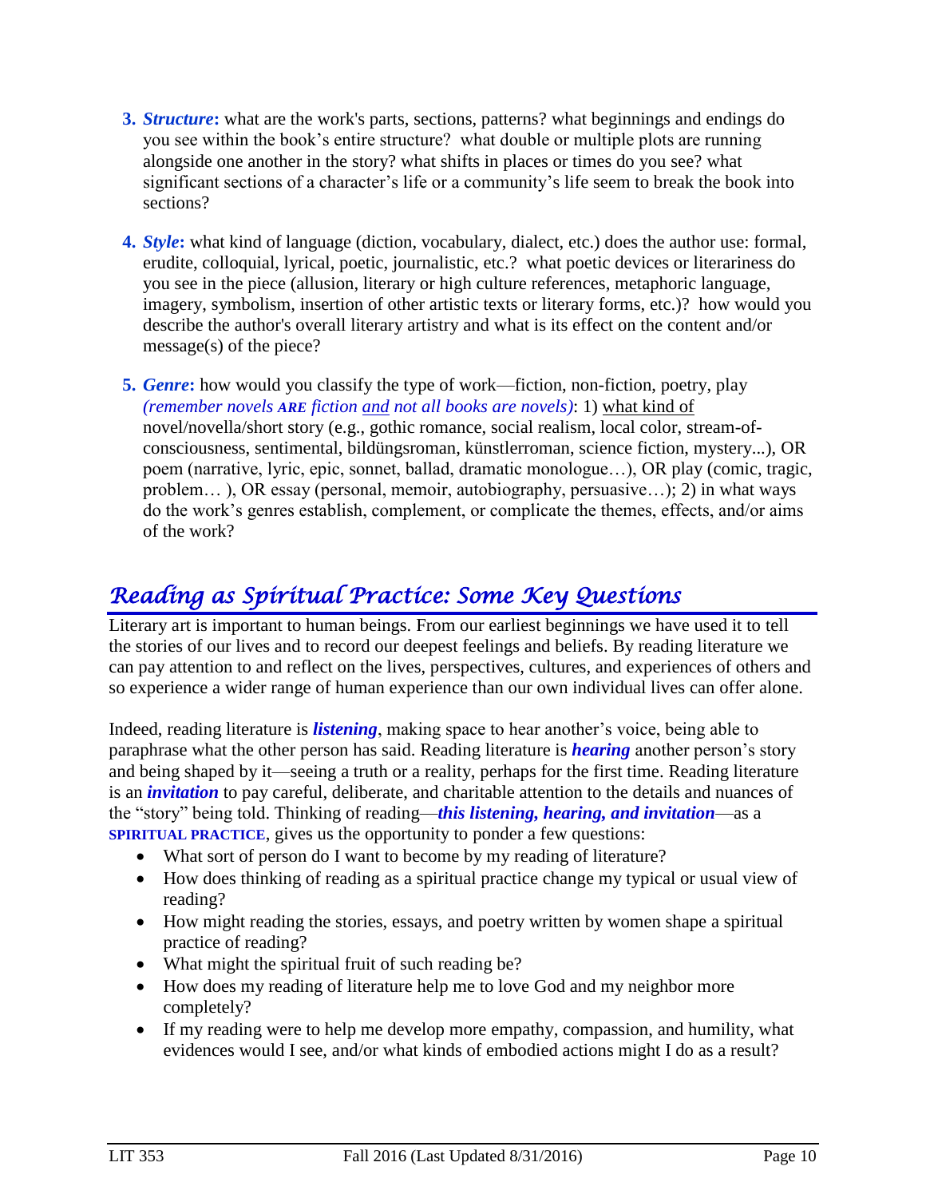3. ***Structure*****:** what are the work's parts, sections, patterns? what beginnings and endings do you see within the book's entire structure? what double or multiple plots are running alongside one another in the story? what shifts in places or times do you see? what significant sections of a character's life or a community's life seem to break the book into sections?

4. ***Style*****:** what kind of language (diction, vocabulary, dialect, etc.) does the author use: formal, erudite, colloquial, lyrical, poetic, journalistic, etc.? what poetic devices or literariness do you see in the piece (allusion, literary or high culture references, metaphoric language, imagery, symbolism, insertion of other artistic texts or literary forms, etc.)? how would you describe the author's overall literary artistry and what is its effect on the content and/or message(s) of the piece?

5. ***Genre*****:** how would you classify the type of work—fiction, non-fiction, poetry, play *(remember novels* ***ARE*** *fiction <u>and</u> not all books are novels)*: 1) <u>what kind of</u> novel/novella/short story (e.g., gothic romance, social realism, local color, stream-of-consciousness, sentimental, bildüngsroman, künstlerroman, science fiction, mystery...), OR poem (narrative, lyric, epic, sonnet, ballad, dramatic monologue…), OR play (comic, tragic, problem… ), OR essay (personal, memoir, autobiography, persuasive…); 2) in what ways do the work's genres establish, complement, or complicate the themes, effects, and/or aims of the work?

## *Reading as Spiritual Practice: Some Key Questions*

Literary art is important to human beings. From our earliest beginnings we have used it to tell the stories of our lives and to record our deepest feelings and beliefs. By reading literature we can pay attention to and reflect on the lives, perspectives, cultures, and experiences of others and so experience a wider range of human experience than our own individual lives can offer alone.

Indeed, reading literature is ***listening***, making space to hear another's voice, being able to paraphrase what the other person has said. Reading literature is ***hearing*** another person's story and being shaped by it—seeing a truth or a reality, perhaps for the first time. Reading literature is an ***invitation*** to pay careful, deliberate, and charitable attention to the details and nuances of the "story" being told. Thinking of reading—***this listening, hearing, and invitation***—as a **SPIRITUAL PRACTICE**, gives us the opportunity to ponder a few questions:

- What sort of person do I want to become by my reading of literature?
- How does thinking of reading as a spiritual practice change my typical or usual view of reading?
- How might reading the stories, essays, and poetry written by women shape a spiritual practice of reading?
- What might the spiritual fruit of such reading be?
- How does my reading of literature help me to love God and my neighbor more completely?
- If my reading were to help me develop more empathy, compassion, and humility, what evidences would I see, and/or what kinds of embodied actions might I do as a result?